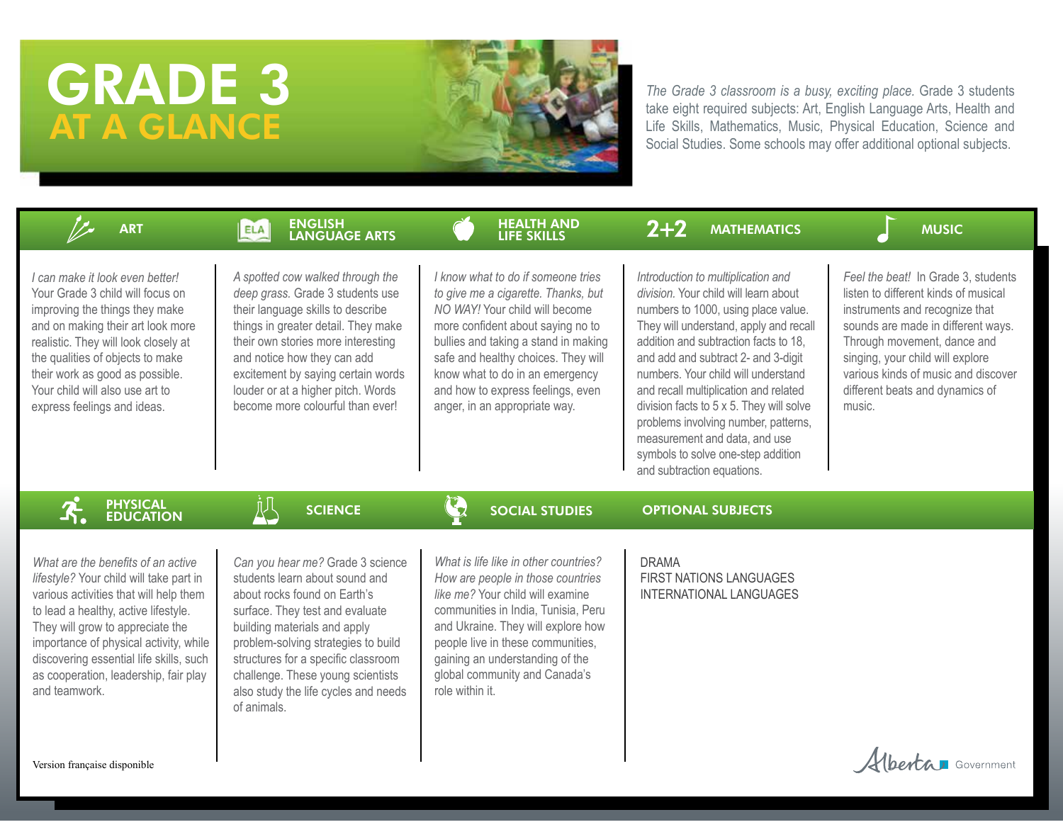# GRADE 3 AT A GLANCE

*The Grade 3 classroom is a busy, exciting place.* Grade 3 students take eight required subjects: Art, English Language Arts, Health and Life Skills, Mathematics, Music, Physical Education, Science and Social Studies. Some schools may offer additional optional subjects.

## ART

*I can make it look even better!* Your Grade 3 child will focus on improving the things they make and on making their art look more realistic. They will look closely at the qualities of objects to make their work as good as possible. Your child will also use art to express feelings and ideas.

## ENGLISH LANGUAGE ARTS

*A spotted cow walked through the deep grass.* Grade 3 students use their language skills to describe things in greater detail. They make their own stories more interesting and notice how they can add excitement by saying certain words louder or at a higher pitch. Words become more colourful than ever!

## HEALTH AND LIFE SKILLS

*I know what to do if someone tries to give me a cigarette. Thanks, but NO WAY!* Your child will become more confident about saying no to bullies and taking a stand in making safe and healthy choices. They will know what to do in an emergency and how to express feelings, even anger, in an appropriate way.

## MATHEMATICS

*Introduction to multiplication and division.* Your child will learn about numbers to 1000, using place value. They will understand, apply and recall addition and subtraction facts to 18, and add and subtract 2- and 3-digit numbers. Your child will understand and recall multiplication and related division facts to 5 x 5. They will solve problems involving number, patterns, measurement and data, and use symbols to solve one-step addition and subtraction equations.

## MUSIC

*Feel the beat!* In Grade 3, students listen to different kinds of musical instruments and recognize that sounds are made in different ways. Through movement, dance and singing, your child will explore various kinds of music and discover different beats and dynamics of music.

## PHYSICAL EDUCATION

*What are the benefits of an active lifestyle?* Your child will take part in various activities that will help them to lead a healthy, active lifestyle. They will grow to appreciate the importance of physical activity, while discovering essential life skills, such as cooperation, leadership, fair play and teamwork.

## SCIENCE

*Can you hear me?* Grade 3 science students learn about sound and about rocks found on Earth's surface. They test and evaluate building materials and apply problem-solving strategies to build structures for a specific classroom challenge. These young scientists also study the life cycles and needs of animals.

## SOCIAL STUDIES

*What is life like in other countries? How are people in those countries like me?* Your child will examine communities in India, Tunisia, Peru and Ukraine. They will explore how people live in these communities, gaining an understanding of the global community and Canada's role within it.

## OPTIONAL SUBJECTS

DRAMA
FIRST NATIONS LANGUAGES
INTERNATIONAL LANGUAGES

Version française disponible

Alberta Government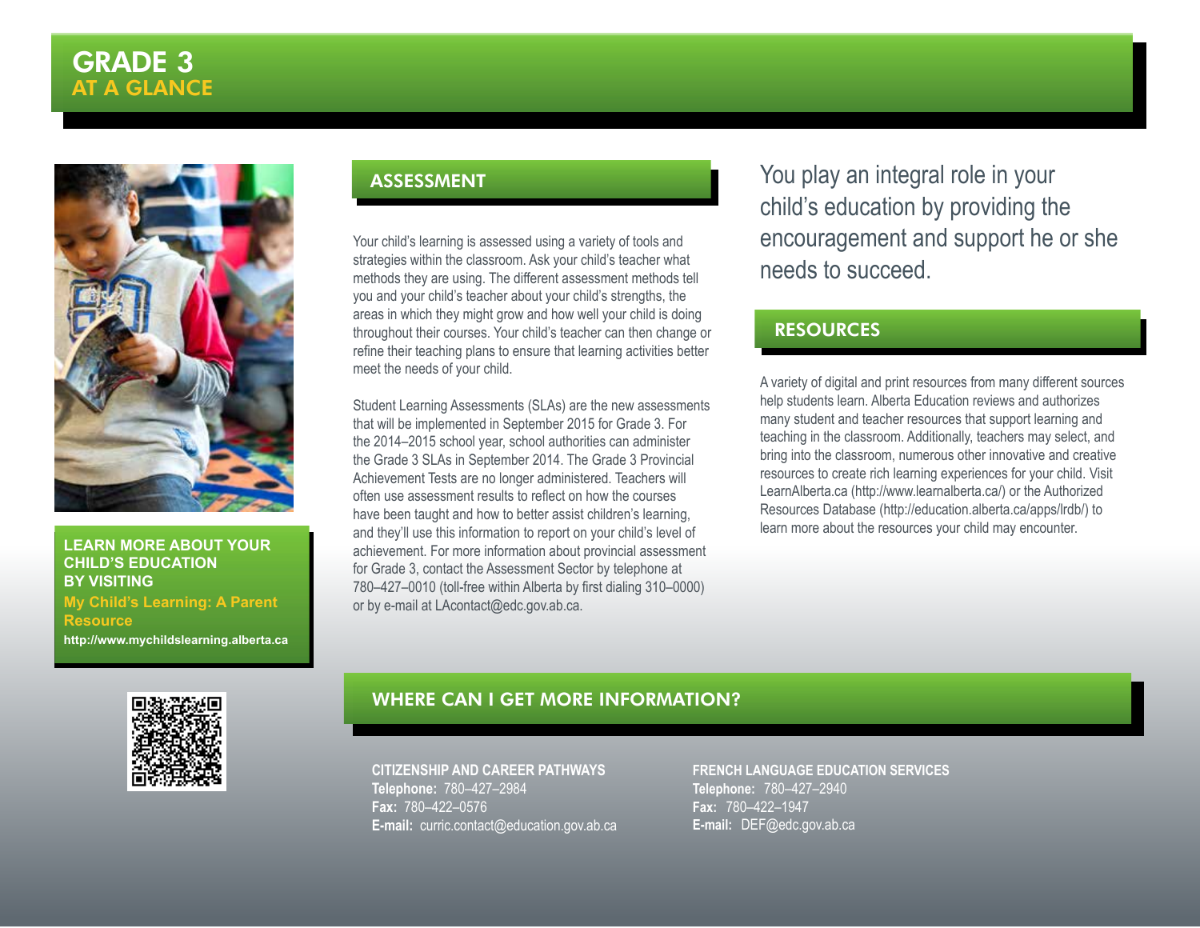# GRADE 3 AT A GLANCE

**LEARN MORE ABOUT YOUR CHILD'S EDUCATION BY VISITING**

**My Child's Learning: A Parent Resource**

**http://www.mychildslearning.alberta.ca**

## ASSESSMENT

Your child's learning is assessed using a variety of tools and strategies within the classroom. Ask your child's teacher what methods they are using. The different assessment methods tell you and your child's teacher about your child's strengths, the areas in which they might grow and how well your child is doing throughout their courses. Your child's teacher can then change or refine their teaching plans to ensure that learning activities better meet the needs of your child.

Student Learning Assessments (SLAs) are the new assessments that will be implemented in September 2015 for Grade 3. For the 2014–2015 school year, school authorities can administer the Grade 3 SLAs in September 2014. The Grade 3 Provincial Achievement Tests are no longer administered. Teachers will often use assessment results to reflect on how the courses have been taught and how to better assist children's learning, and they'll use this information to report on your child's level of achievement. For more information about provincial assessment for Grade 3, contact the Assessment Sector by telephone at 780–427–0010 (toll-free within Alberta by first dialing 310–0000) or by e-mail at LAcontact@edc.gov.ab.ca.

You play an integral role in your child's education by providing the encouragement and support he or she needs to succeed.

## RESOURCES

A variety of digital and print resources from many different sources help students learn. Alberta Education reviews and authorizes many student and teacher resources that support learning and teaching in the classroom. Additionally, teachers may select, and bring into the classroom, numerous other innovative and creative resources to create rich learning experiences for your child. Visit LearnAlberta.ca (http://www.learnalberta.ca/) or the Authorized Resources Database (http://education.alberta.ca/apps/lrdb/) to learn more about the resources your child may encounter.

## WHERE CAN I GET MORE INFORMATION?

**CITIZENSHIP AND CAREER PATHWAYS**
**Telephone:** 780–427–2984
**Fax:** 780–422–0576
**E-mail:** curric.contact@education.gov.ab.ca

**FRENCH LANGUAGE EDUCATION SERVICES**
**Telephone:** 780–427–2940
**Fax:** 780–422–1947
**E-mail:** DEF@edc.gov.ab.ca